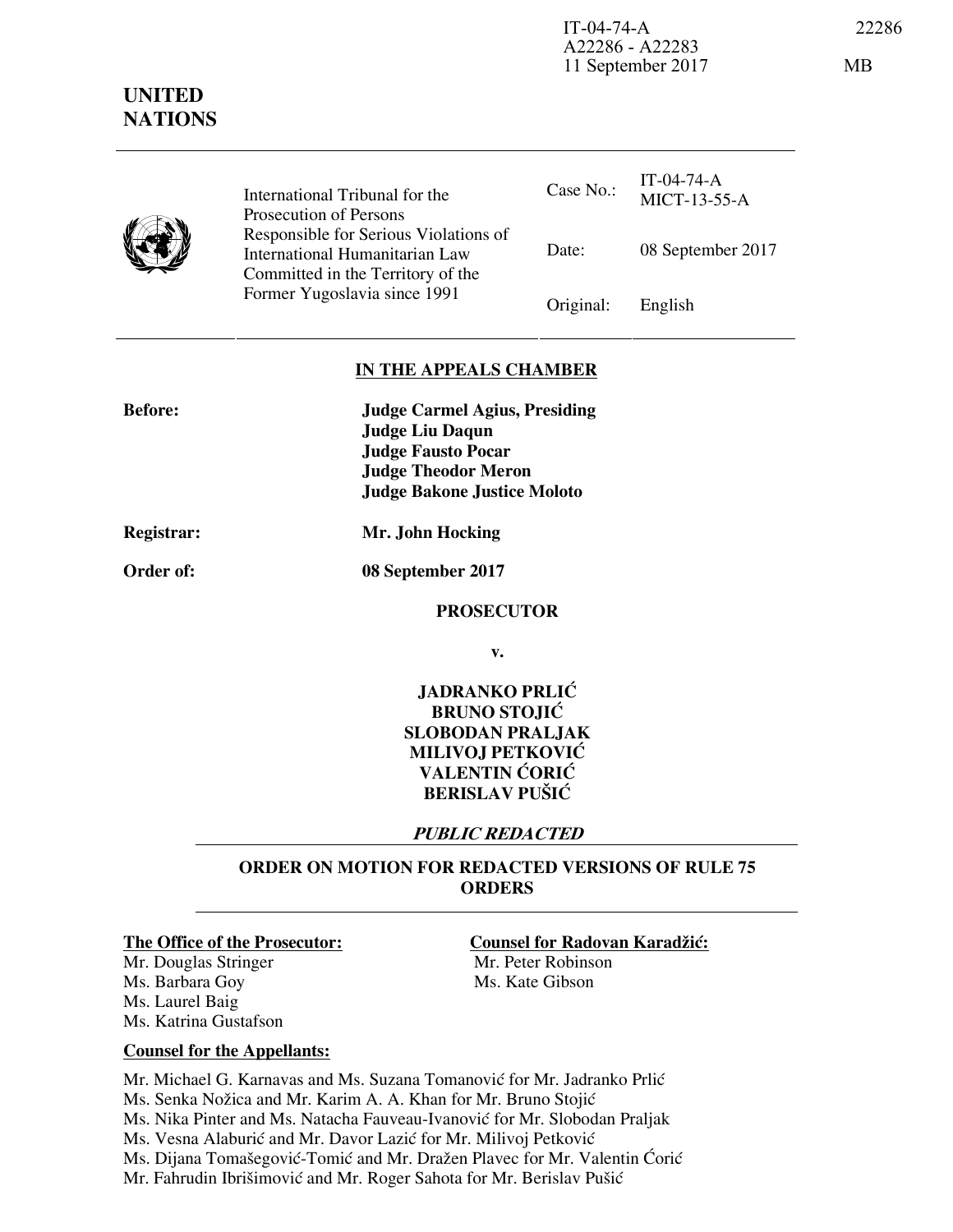IT-04-74-A
A22286 - A22283
11 September 2017

22286

MB

**UNITED NATIONS**

| | International Tribunal for the Prosecution of Persons Responsible for Serious Violations of International Humanitarian Law Committed in the Territory of the Former Yugoslavia since 1991 | Case No.: | IT-04-74-A MICT-13-55-A |
|---|---|---|---|
| | | Date: | 08 September 2017 |
| | | Original: | English |

**IN THE APPEALS CHAMBER**

**Before:** **Judge Carmel Agius, Presiding**
**Judge Liu Daqun**
**Judge Fausto Pocar**
**Judge Theodor Meron**
**Judge Bakone Justice Moloto**

**Registrar:** **Mr. John Hocking**

**Order of:** **08 September 2017**

**PROSECUTOR**

**v.**

**JADRANKO PRLIĆ**
**BRUNO STOJIĆ**
**SLOBODAN PRALJAK**
**MILIVOJ PETKOVIĆ**
**VALENTIN ĆORIĆ**
**BERISLAV PUŠIĆ**

***PUBLIC REDACTED***

**ORDER ON MOTION FOR REDACTED VERSIONS OF RULE 75 ORDERS**

**The Office of the Prosecutor:**

Mr. Douglas Stringer
Ms. Barbara Goy
Ms. Laurel Baig
Ms. Katrina Gustafson

**Counsel for Radovan Karadžić:**

Mr. Peter Robinson
Ms. Kate Gibson

**Counsel for the Appellants:**

Mr. Michael G. Karnavas and Ms. Suzana Tomanović for Mr. Jadranko Prlić
Ms. Senka Nožica and Mr. Karim A. A. Khan for Mr. Bruno Stojić
Ms. Nika Pinter and Ms. Natacha Fauveau-Ivanović for Mr. Slobodan Praljak
Ms. Vesna Alaburić and Mr. Davor Lazić for Mr. Milivoj Petković
Ms. Dijana Tomašegović-Tomić and Mr. Dražen Plavec for Mr. Valentin Ćorić
Mr. Fahrudin Ibrišimović and Mr. Roger Sahota for Mr. Berislav Pušić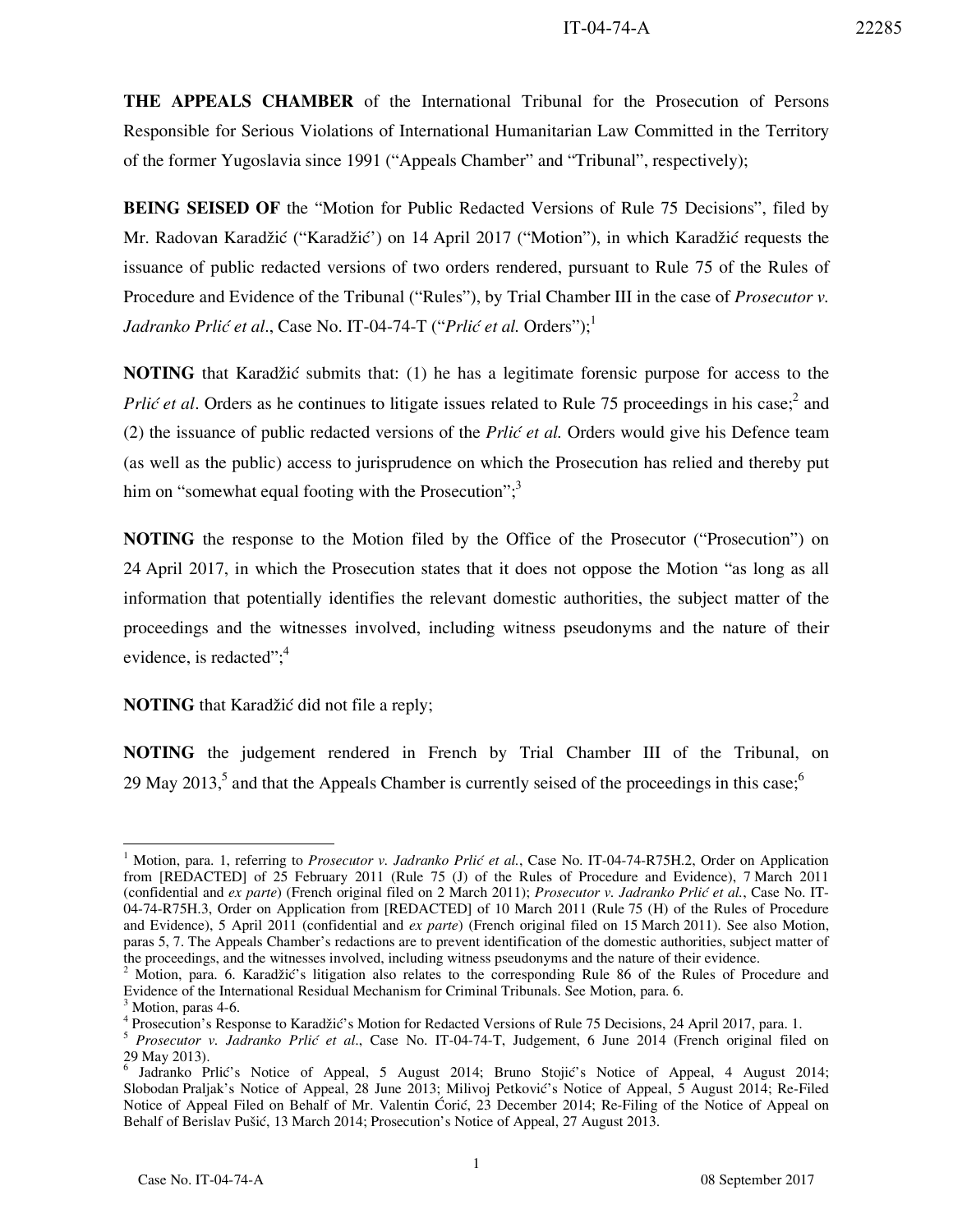**THE APPEALS CHAMBER** of the International Tribunal for the Prosecution of Persons Responsible for Serious Violations of International Humanitarian Law Committed in the Territory of the former Yugoslavia since 1991 ("Appeals Chamber" and "Tribunal", respectively);

**BEING SEISED OF** the "Motion for Public Redacted Versions of Rule 75 Decisions", filed by Mr. Radovan Karadžić ("Karadžić') on 14 April 2017 ("Motion"), in which Karadžić requests the issuance of public redacted versions of two orders rendered, pursuant to Rule 75 of the Rules of Procedure and Evidence of the Tribunal ("Rules"), by Trial Chamber III in the case of *Prosecutor v. Jadranko Prlić et al.*, Case No. IT-04-74-T ("*Prlić et al.* Orders");[1]

**NOTING** that Karadžić submits that: (1) he has a legitimate forensic purpose for access to the *Prlić et al*. Orders as he continues to litigate issues related to Rule 75 proceedings in his case;[2] and (2) the issuance of public redacted versions of the *Prlić et al.* Orders would give his Defence team (as well as the public) access to jurisprudence on which the Prosecution has relied and thereby put him on "somewhat equal footing with the Prosecution";[3]

**NOTING** the response to the Motion filed by the Office of the Prosecutor ("Prosecution") on 24 April 2017, in which the Prosecution states that it does not oppose the Motion "as long as all information that potentially identifies the relevant domestic authorities, the subject matter of the proceedings and the witnesses involved, including witness pseudonyms and the nature of their evidence, is redacted";[4]

**NOTING** that Karadžić did not file a reply;

**NOTING** the judgement rendered in French by Trial Chamber III of the Tribunal, on 29 May 2013,[5] and that the Appeals Chamber is currently seised of the proceedings in this case;[6]

---

[1] Motion, para. 1, referring to *Prosecutor v. Jadranko Prlić et al.*, Case No. IT-04-74-R75H.2, Order on Application from [REDACTED] of 25 February 2011 (Rule 75 (J) of the Rules of Procedure and Evidence), 7 March 2011 (confidential and *ex parte*) (French original filed on 2 March 2011); *Prosecutor v. Jadranko Prlić et al.*, Case No. IT-04-74-R75H.3, Order on Application from [REDACTED] of 10 March 2011 (Rule 75 (H) of the Rules of Procedure and Evidence), 5 April 2011 (confidential and *ex parte*) (French original filed on 15 March 2011). See also Motion, paras 5, 7. The Appeals Chamber's redactions are to prevent identification of the domestic authorities, subject matter of the proceedings, and the witnesses involved, including witness pseudonyms and the nature of their evidence.

[2] Motion, para. 6. Karadžić's litigation also relates to the corresponding Rule 86 of the Rules of Procedure and Evidence of the International Residual Mechanism for Criminal Tribunals. See Motion, para. 6.

[3] Motion, paras 4-6.

[4] Prosecution's Response to Karadžić's Motion for Redacted Versions of Rule 75 Decisions, 24 April 2017, para. 1.

[5] *Prosecutor v. Jadranko Prlić et al.*, Case No. IT-04-74-T, Judgement, 6 June 2014 (French original filed on 29 May 2013).

[6] Jadranko Prlić's Notice of Appeal, 5 August 2014; Bruno Stojić's Notice of Appeal, 4 August 2014; Slobodan Praljak's Notice of Appeal, 28 June 2013; Milivoj Petković's Notice of Appeal, 5 August 2014; Re-Filed Notice of Appeal Filed on Behalf of Mr. Valentin Ćorić, 23 December 2014; Re-Filing of the Notice of Appeal on Behalf of Berislav Pušić, 13 March 2014; Prosecution's Notice of Appeal, 27 August 2013.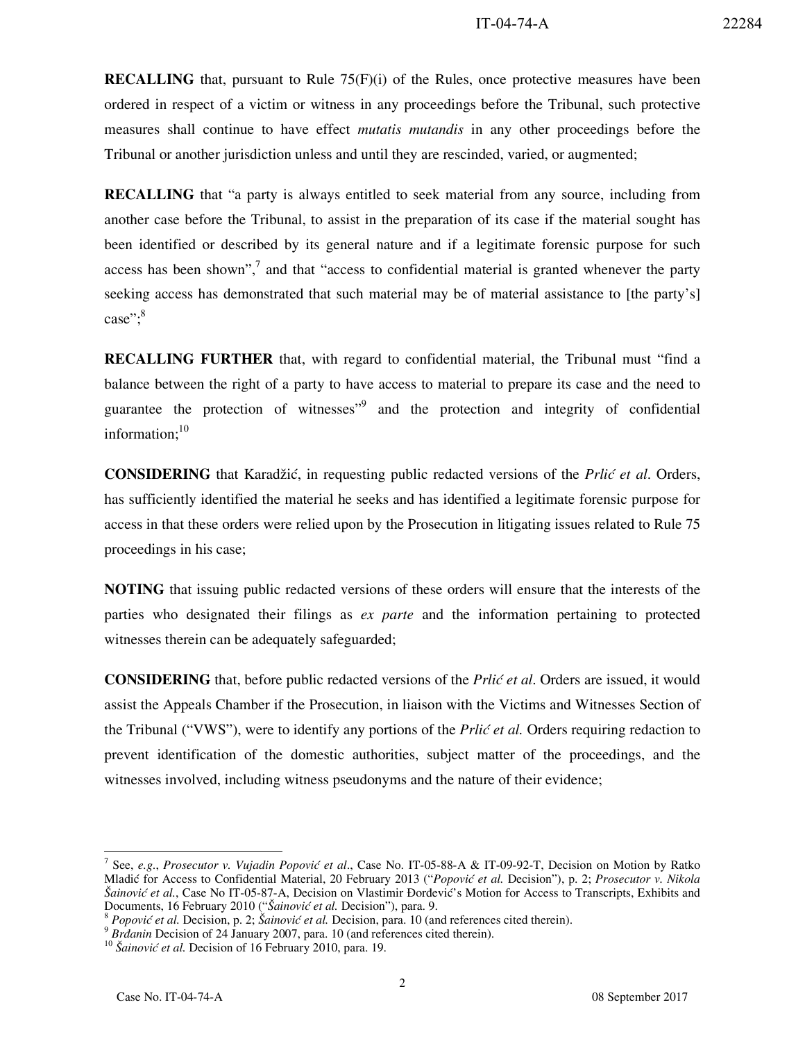**RECALLING** that, pursuant to Rule 75(F)(i) of the Rules, once protective measures have been ordered in respect of a victim or witness in any proceedings before the Tribunal, such protective measures shall continue to have effect *mutatis mutandis* in any other proceedings before the Tribunal or another jurisdiction unless and until they are rescinded, varied, or augmented;

**RECALLING** that "a party is always entitled to seek material from any source, including from another case before the Tribunal, to assist in the preparation of its case if the material sought has been identified or described by its general nature and if a legitimate forensic purpose for such access has been shown",[7] and that "access to confidential material is granted whenever the party seeking access has demonstrated that such material may be of material assistance to [the party's] case";[8]

**RECALLING FURTHER** that, with regard to confidential material, the Tribunal must "find a balance between the right of a party to have access to material to prepare its case and the need to guarantee the protection of witnesses"[9] and the protection and integrity of confidential information;[10]

**CONSIDERING** that Karadžić, in requesting public redacted versions of the *Prlić et al*. Orders, has sufficiently identified the material he seeks and has identified a legitimate forensic purpose for access in that these orders were relied upon by the Prosecution in litigating issues related to Rule 75 proceedings in his case;

**NOTING** that issuing public redacted versions of these orders will ensure that the interests of the parties who designated their filings as *ex parte* and the information pertaining to protected witnesses therein can be adequately safeguarded;

**CONSIDERING** that, before public redacted versions of the *Prlić et al*. Orders are issued, it would assist the Appeals Chamber if the Prosecution, in liaison with the Victims and Witnesses Section of the Tribunal ("VWS"), were to identify any portions of the *Prlić et al.* Orders requiring redaction to prevent identification of the domestic authorities, subject matter of the proceedings, and the witnesses involved, including witness pseudonyms and the nature of their evidence;

---

[7] See, *e.g*., *Prosecutor v. Vujadin Popović et al*., Case No. IT-05-88-A & IT-09-92-T, Decision on Motion by Ratko Mladić for Access to Confidential Material, 20 February 2013 ("*Popović et al.* Decision"), p. 2; *Prosecutor v. Nikola Šainović et al.*, Case No IT-05-87-A, Decision on Vlastimir Đorđević's Motion for Access to Transcripts, Exhibits and Documents, 16 February 2010 ("*Šainović et al.* Decision"), para. 9.

[8] *Popović et al.* Decision, p. 2; *Šainović et al.* Decision, para. 10 (and references cited therein).

[9] *Brđanin* Decision of 24 January 2007, para. 10 (and references cited therein).

[10] *Šainović et al.* Decision of 16 February 2010, para. 19.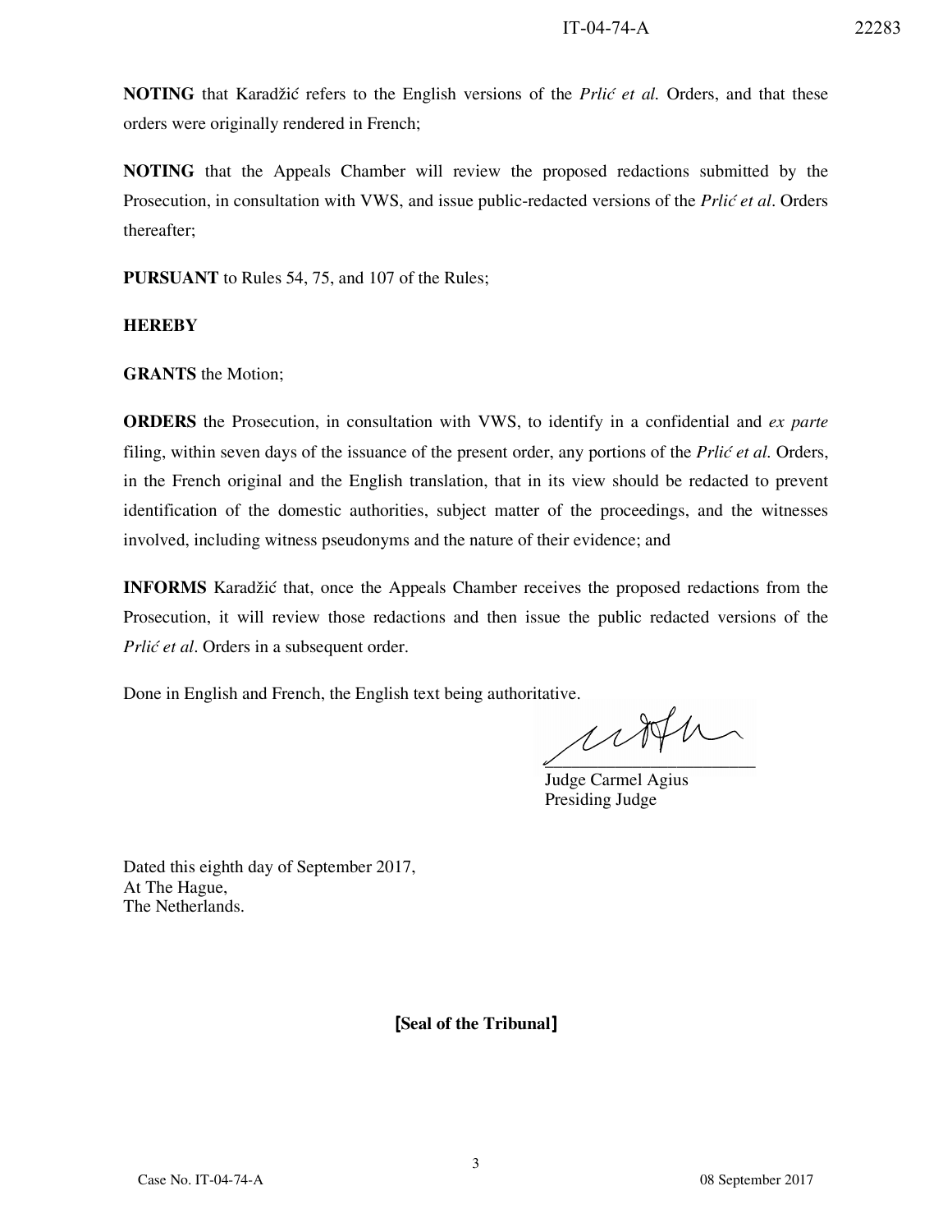**NOTING** that Karadžić refers to the English versions of the *Prlić et al.* Orders, and that these orders were originally rendered in French;

**NOTING** that the Appeals Chamber will review the proposed redactions submitted by the Prosecution, in consultation with VWS, and issue public-redacted versions of the *Prlić et al*. Orders thereafter;

**PURSUANT** to Rules 54, 75, and 107 of the Rules;

**HEREBY**

**GRANTS** the Motion;

**ORDERS** the Prosecution, in consultation with VWS, to identify in a confidential and *ex parte* filing, within seven days of the issuance of the present order, any portions of the *Prlić et al.* Orders, in the French original and the English translation, that in its view should be redacted to prevent identification of the domestic authorities, subject matter of the proceedings, and the witnesses involved, including witness pseudonyms and the nature of their evidence; and

**INFORMS** Karadžić that, once the Appeals Chamber receives the proposed redactions from the Prosecution, it will review those redactions and then issue the public redacted versions of the *Prlić et al*. Orders in a subsequent order.

Done in English and French, the English text being authoritative.

Judge Carmel Agius
Presiding Judge

Dated this eighth day of September 2017,
At The Hague,
The Netherlands.

**[Seal of the Tribunal]**